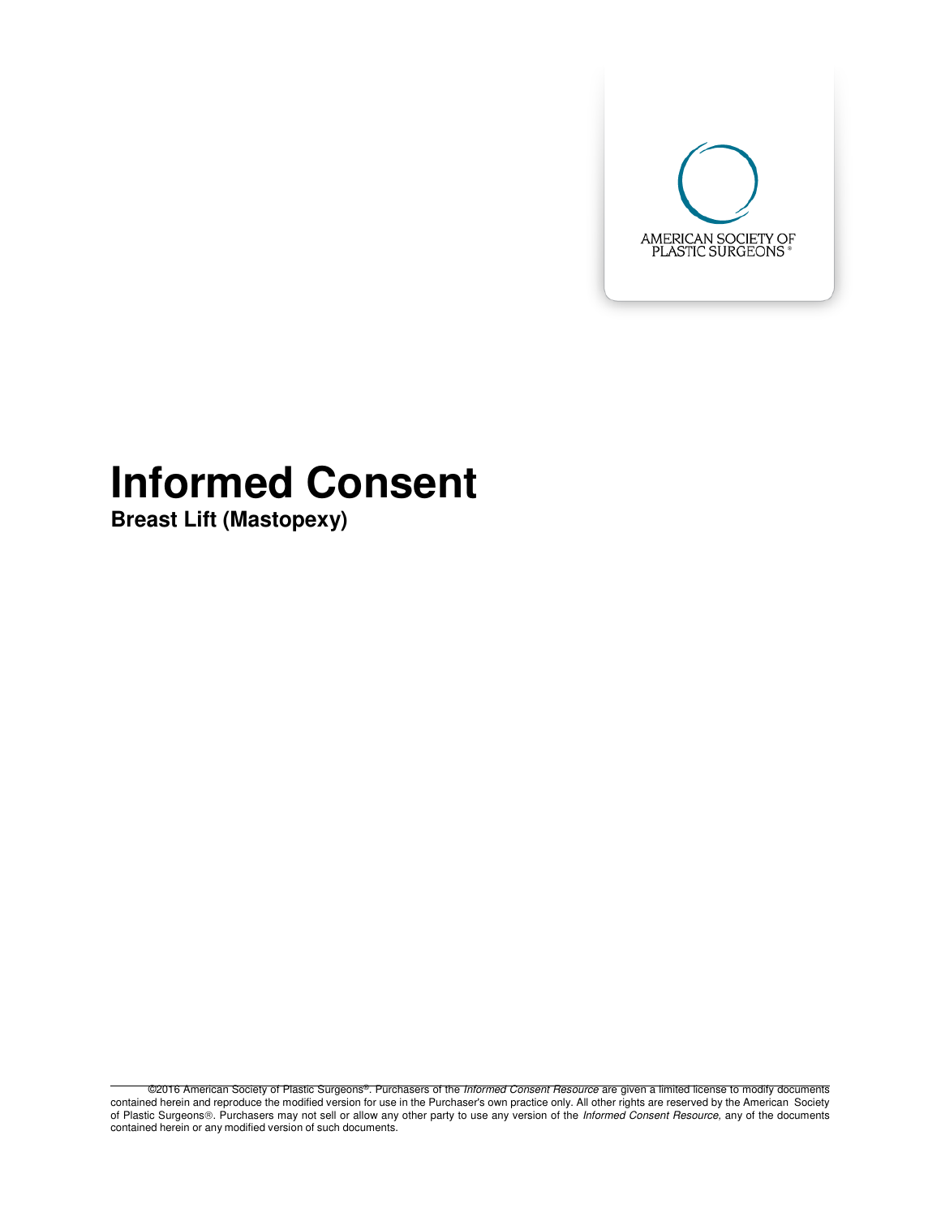AMERICAN SOCIETY OF PLASTIC SURGEONS®

# Informed Consent

**Breast Lift (Mastopexy)**

©2016 American Society of Plastic Surgeons®. Purchasers of the *Informed Consent Resource* are given a limited license to modify documents contained herein and reproduce the modified version for use in the Purchaser's own practice only. All other rights are reserved by the American Society of Plastic Surgeons®. Purchasers may not sell or allow any other party to use any version of the *Informed Consent Resource*, any of the documents contained herein or any modified version of such documents.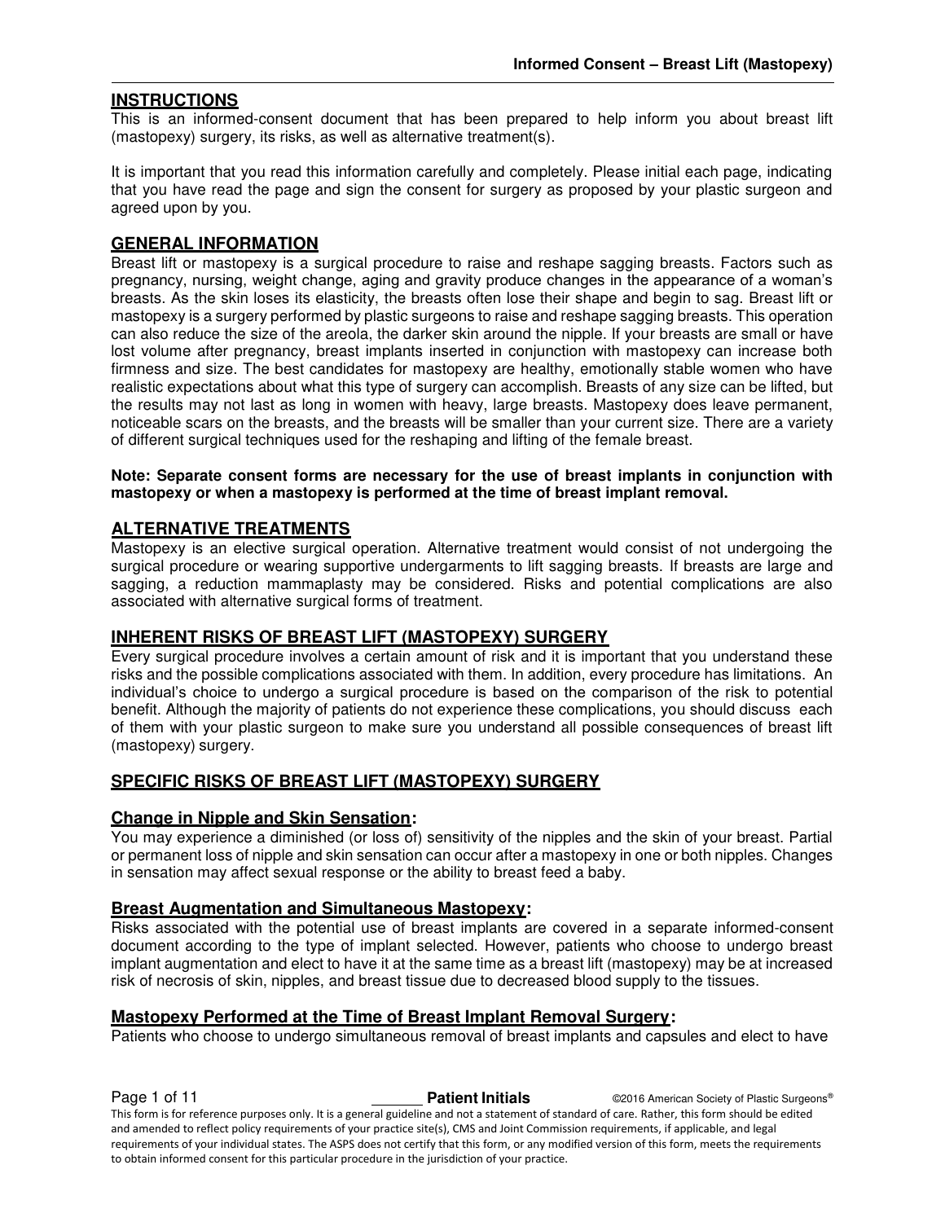## INSTRUCTIONS

This is an informed-consent document that has been prepared to help inform you about breast lift (mastopexy) surgery, its risks, as well as alternative treatment(s).

It is important that you read this information carefully and completely. Please initial each page, indicating that you have read the page and sign the consent for surgery as proposed by your plastic surgeon and agreed upon by you.

## GENERAL INFORMATION

Breast lift or mastopexy is a surgical procedure to raise and reshape sagging breasts. Factors such as pregnancy, nursing, weight change, aging and gravity produce changes in the appearance of a woman's breasts. As the skin loses its elasticity, the breasts often lose their shape and begin to sag. Breast lift or mastopexy is a surgery performed by plastic surgeons to raise and reshape sagging breasts. This operation can also reduce the size of the areola, the darker skin around the nipple. If your breasts are small or have lost volume after pregnancy, breast implants inserted in conjunction with mastopexy can increase both firmness and size. The best candidates for mastopexy are healthy, emotionally stable women who have realistic expectations about what this type of surgery can accomplish. Breasts of any size can be lifted, but the results may not last as long in women with heavy, large breasts. Mastopexy does leave permanent, noticeable scars on the breasts, and the breasts will be smaller than your current size. There are a variety of different surgical techniques used for the reshaping and lifting of the female breast.

**Note: Separate consent forms are necessary for the use of breast implants in conjunction with mastopexy or when a mastopexy is performed at the time of breast implant removal.**

## ALTERNATIVE TREATMENTS

Mastopexy is an elective surgical operation. Alternative treatment would consist of not undergoing the surgical procedure or wearing supportive undergarments to lift sagging breasts. If breasts are large and sagging, a reduction mammaplasty may be considered. Risks and potential complications are also associated with alternative surgical forms of treatment.

## INHERENT RISKS OF BREAST LIFT (MASTOPEXY) SURGERY

Every surgical procedure involves a certain amount of risk and it is important that you understand these risks and the possible complications associated with them. In addition, every procedure has limitations. An individual's choice to undergo a surgical procedure is based on the comparison of the risk to potential benefit. Although the majority of patients do not experience these complications, you should discuss each of them with your plastic surgeon to make sure you understand all possible consequences of breast lift (mastopexy) surgery.

## SPECIFIC RISKS OF BREAST LIFT (MASTOPEXY) SURGERY

### Change in Nipple and Skin Sensation:

You may experience a diminished (or loss of) sensitivity of the nipples and the skin of your breast. Partial or permanent loss of nipple and skin sensation can occur after a mastopexy in one or both nipples. Changes in sensation may affect sexual response or the ability to breast feed a baby.

### Breast Augmentation and Simultaneous Mastopexy:

Risks associated with the potential use of breast implants are covered in a separate informed-consent document according to the type of implant selected. However, patients who choose to undergo breast implant augmentation and elect to have it at the same time as a breast lift (mastopexy) may be at increased risk of necrosis of skin, nipples, and breast tissue due to decreased blood supply to the tissues.

### Mastopexy Performed at the Time of Breast Implant Removal Surgery:

Patients who choose to undergo simultaneous removal of breast implants and capsules and elect to have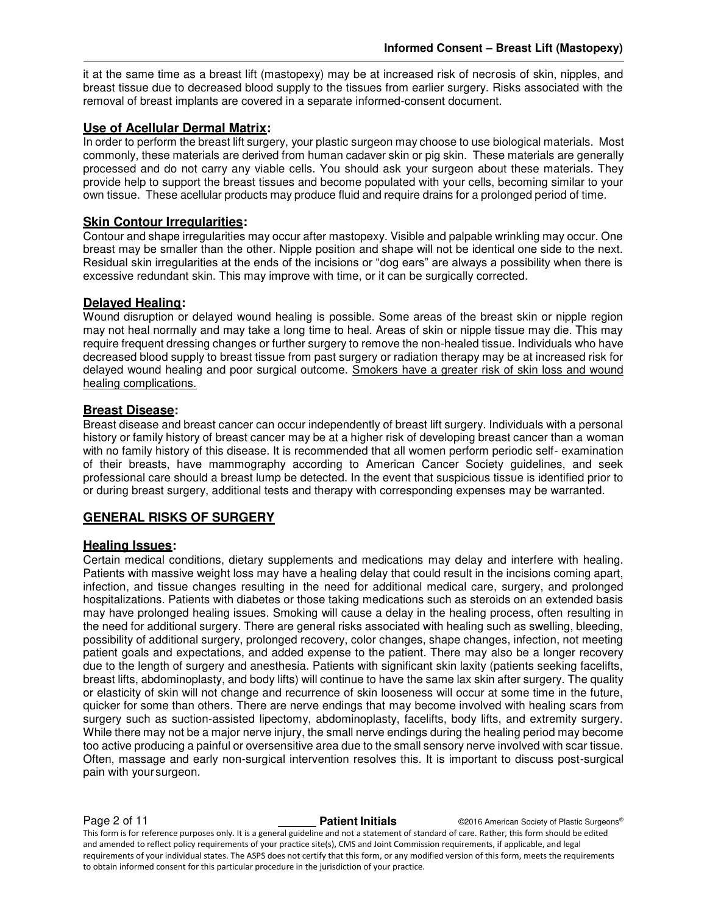it at the same time as a breast lift (mastopexy) may be at increased risk of necrosis of skin, nipples, and breast tissue due to decreased blood supply to the tissues from earlier surgery. Risks associated with the removal of breast implants are covered in a separate informed-consent document.

### Use of Acellular Dermal Matrix:

In order to perform the breast lift surgery, your plastic surgeon may choose to use biological materials. Most commonly, these materials are derived from human cadaver skin or pig skin. These materials are generally processed and do not carry any viable cells. You should ask your surgeon about these materials. They provide help to support the breast tissues and become populated with your cells, becoming similar to your own tissue. These acellular products may produce fluid and require drains for a prolonged period of time.

### Skin Contour Irregularities:

Contour and shape irregularities may occur after mastopexy. Visible and palpable wrinkling may occur. One breast may be smaller than the other. Nipple position and shape will not be identical one side to the next. Residual skin irregularities at the ends of the incisions or "dog ears" are always a possibility when there is excessive redundant skin. This may improve with time, or it can be surgically corrected.

### Delayed Healing:

Wound disruption or delayed wound healing is possible. Some areas of the breast skin or nipple region may not heal normally and may take a long time to heal. Areas of skin or nipple tissue may die. This may require frequent dressing changes or further surgery to remove the non-healed tissue. Individuals who have decreased blood supply to breast tissue from past surgery or radiation therapy may be at increased risk for delayed wound healing and poor surgical outcome. Smokers have a greater risk of skin loss and wound healing complications.

### Breast Disease:

Breast disease and breast cancer can occur independently of breast lift surgery. Individuals with a personal history or family history of breast cancer may be at a higher risk of developing breast cancer than a woman with no family history of this disease. It is recommended that all women perform periodic self- examination of their breasts, have mammography according to American Cancer Society guidelines, and seek professional care should a breast lump be detected. In the event that suspicious tissue is identified prior to or during breast surgery, additional tests and therapy with corresponding expenses may be warranted.

## GENERAL RISKS OF SURGERY

### Healing Issues:

Certain medical conditions, dietary supplements and medications may delay and interfere with healing. Patients with massive weight loss may have a healing delay that could result in the incisions coming apart, infection, and tissue changes resulting in the need for additional medical care, surgery, and prolonged hospitalizations. Patients with diabetes or those taking medications such as steroids on an extended basis may have prolonged healing issues. Smoking will cause a delay in the healing process, often resulting in the need for additional surgery. There are general risks associated with healing such as swelling, bleeding, possibility of additional surgery, prolonged recovery, color changes, shape changes, infection, not meeting patient goals and expectations, and added expense to the patient. There may also be a longer recovery due to the length of surgery and anesthesia. Patients with significant skin laxity (patients seeking facelifts, breast lifts, abdominoplasty, and body lifts) will continue to have the same lax skin after surgery. The quality or elasticity of skin will not change and recurrence of skin looseness will occur at some time in the future, quicker for some than others. There are nerve endings that may become involved with healing scars from surgery such as suction-assisted lipectomy, abdominoplasty, facelifts, body lifts, and extremity surgery. While there may not be a major nerve injury, the small nerve endings during the healing period may become too active producing a painful or oversensitive area due to the small sensory nerve involved with scar tissue. Often, massage and early non-surgical intervention resolves this. It is important to discuss post-surgical pain with your surgeon.

\_\_\_\_\_\_ **Patient Initials**

This form is for reference purposes only. It is a general guideline and not a statement of standard of care. Rather, this form should be edited and amended to reflect policy requirements of your practice site(s), CMS and Joint Commission requirements, if applicable, and legal requirements of your individual states. The ASPS does not certify that this form, or any modified version of this form, meets the requirements to obtain informed consent for this particular procedure in the jurisdiction of your practice.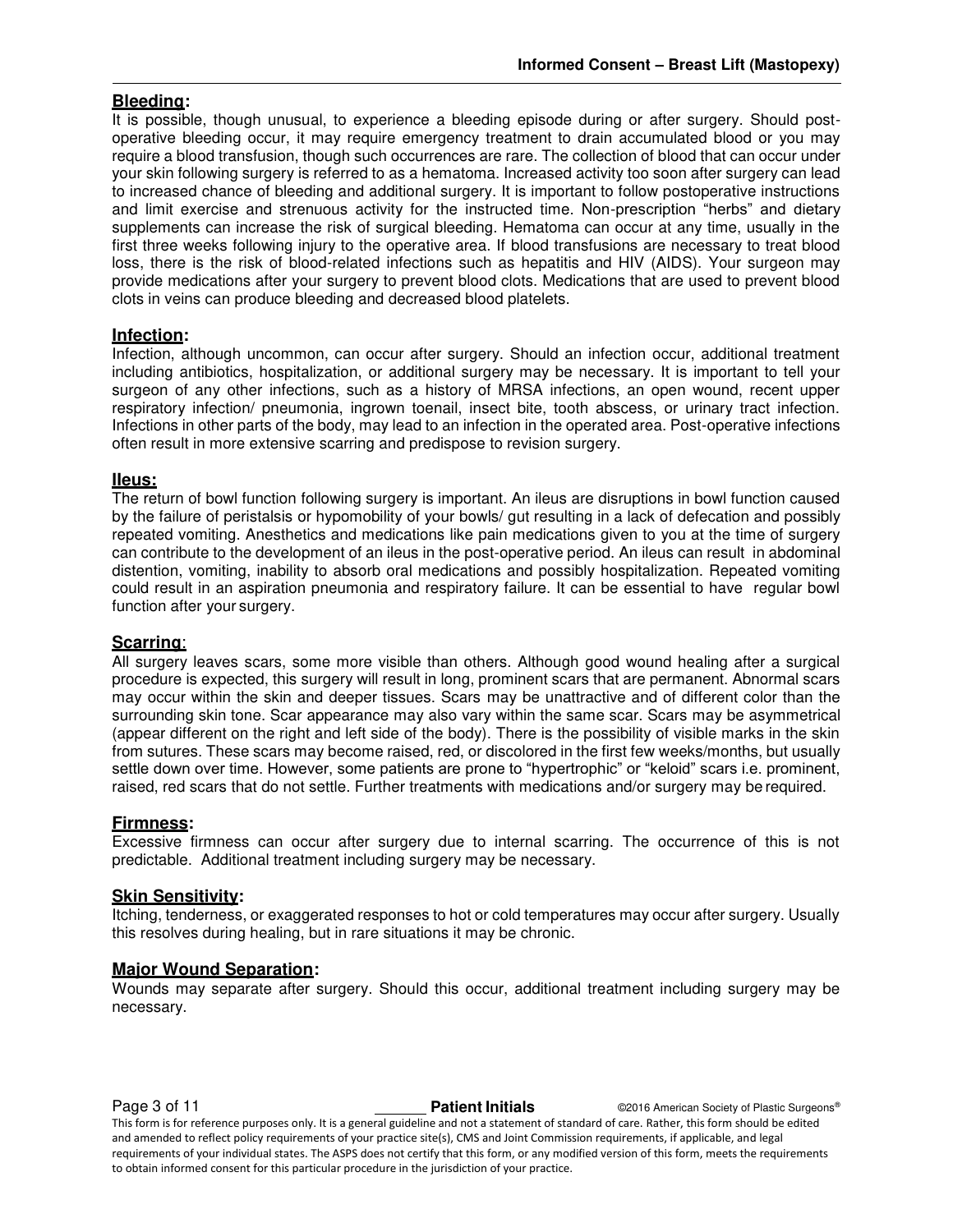**Bleeding:**
It is possible, though unusual, to experience a bleeding episode during or after surgery. Should post-operative bleeding occur, it may require emergency treatment to drain accumulated blood or you may require a blood transfusion, though such occurrences are rare. The collection of blood that can occur under your skin following surgery is referred to as a hematoma. Increased activity too soon after surgery can lead to increased chance of bleeding and additional surgery. It is important to follow postoperative instructions and limit exercise and strenuous activity for the instructed time. Non-prescription "herbs" and dietary supplements can increase the risk of surgical bleeding. Hematoma can occur at any time, usually in the first three weeks following injury to the operative area. If blood transfusions are necessary to treat blood loss, there is the risk of blood-related infections such as hepatitis and HIV (AIDS). Your surgeon may provide medications after your surgery to prevent blood clots. Medications that are used to prevent blood clots in veins can produce bleeding and decreased blood platelets.

**Infection:**
Infection, although uncommon, can occur after surgery. Should an infection occur, additional treatment including antibiotics, hospitalization, or additional surgery may be necessary. It is important to tell your surgeon of any other infections, such as a history of MRSA infections, an open wound, recent upper respiratory infection/ pneumonia, ingrown toenail, insect bite, tooth abscess, or urinary tract infection. Infections in other parts of the body, may lead to an infection in the operated area. Post-operative infections often result in more extensive scarring and predispose to revision surgery.

**Ileus:**
The return of bowl function following surgery is important. An ileus are disruptions in bowl function caused by the failure of peristalsis or hypomobility of your bowls/ gut resulting in a lack of defecation and possibly repeated vomiting. Anesthetics and medications like pain medications given to you at the time of surgery can contribute to the development of an ileus in the post-operative period. An ileus can result in abdominal distention, vomiting, inability to absorb oral medications and possibly hospitalization. Repeated vomiting could result in an aspiration pneumonia and respiratory failure. It can be essential to have regular bowl function after your surgery.

**Scarring:**
All surgery leaves scars, some more visible than others. Although good wound healing after a surgical procedure is expected, this surgery will result in long, prominent scars that are permanent. Abnormal scars may occur within the skin and deeper tissues. Scars may be unattractive and of different color than the surrounding skin tone. Scar appearance may also vary within the same scar. Scars may be asymmetrical (appear different on the right and left side of the body). There is the possibility of visible marks in the skin from sutures. These scars may become raised, red, or discolored in the first few weeks/months, but usually settle down over time. However, some patients are prone to "hypertrophic" or "keloid" scars i.e. prominent, raised, red scars that do not settle. Further treatments with medications and/or surgery may be required.

**Firmness:**
Excessive firmness can occur after surgery due to internal scarring. The occurrence of this is not predictable. Additional treatment including surgery may be necessary.

**Skin Sensitivity:**
Itching, tenderness, or exaggerated responses to hot or cold temperatures may occur after surgery. Usually this resolves during healing, but in rare situations it may be chronic.

**Major Wound Separation:**
Wounds may separate after surgery. Should this occur, additional treatment including surgery may be necessary.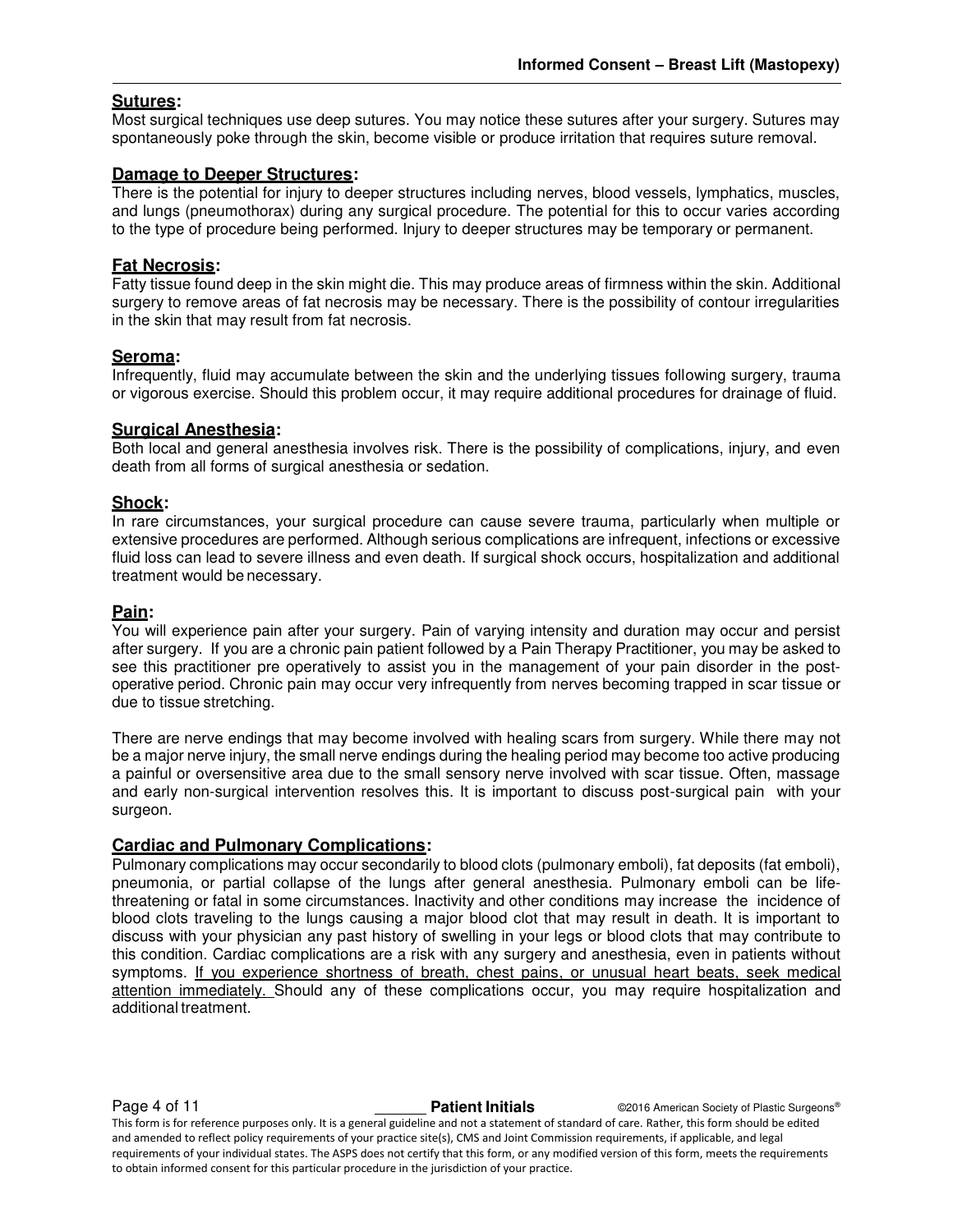**Sutures:**

Most surgical techniques use deep sutures. You may notice these sutures after your surgery. Sutures may spontaneously poke through the skin, become visible or produce irritation that requires suture removal.

**Damage to Deeper Structures:**

There is the potential for injury to deeper structures including nerves, blood vessels, lymphatics, muscles, and lungs (pneumothorax) during any surgical procedure. The potential for this to occur varies according to the type of procedure being performed. Injury to deeper structures may be temporary or permanent.

**Fat Necrosis:**

Fatty tissue found deep in the skin might die. This may produce areas of firmness within the skin. Additional surgery to remove areas of fat necrosis may be necessary. There is the possibility of contour irregularities in the skin that may result from fat necrosis.

**Seroma:**

Infrequently, fluid may accumulate between the skin and the underlying tissues following surgery, trauma or vigorous exercise. Should this problem occur, it may require additional procedures for drainage of fluid.

**Surgical Anesthesia:**

Both local and general anesthesia involves risk. There is the possibility of complications, injury, and even death from all forms of surgical anesthesia or sedation.

**Shock:**

In rare circumstances, your surgical procedure can cause severe trauma, particularly when multiple or extensive procedures are performed. Although serious complications are infrequent, infections or excessive fluid loss can lead to severe illness and even death. If surgical shock occurs, hospitalization and additional treatment would be necessary.

**Pain:**

You will experience pain after your surgery. Pain of varying intensity and duration may occur and persist after surgery. If you are a chronic pain patient followed by a Pain Therapy Practitioner, you may be asked to see this practitioner pre operatively to assist you in the management of your pain disorder in the post-operative period. Chronic pain may occur very infrequently from nerves becoming trapped in scar tissue or due to tissue stretching.

There are nerve endings that may become involved with healing scars from surgery. While there may not be a major nerve injury, the small nerve endings during the healing period may become too active producing a painful or oversensitive area due to the small sensory nerve involved with scar tissue. Often, massage and early non-surgical intervention resolves this. It is important to discuss post-surgical pain with your surgeon.

**Cardiac and Pulmonary Complications:**

Pulmonary complications may occur secondarily to blood clots (pulmonary emboli), fat deposits (fat emboli), pneumonia, or partial collapse of the lungs after general anesthesia. Pulmonary emboli can be life-threatening or fatal in some circumstances. Inactivity and other conditions may increase the incidence of blood clots traveling to the lungs causing a major blood clot that may result in death. It is important to discuss with your physician any past history of swelling in your legs or blood clots that may contribute to this condition. Cardiac complications are a risk with any surgery and anesthesia, even in patients without symptoms. <u>If you experience shortness of breath, chest pains, or unusual heart beats, seek medical attention immediately.</u> Should any of these complications occur, you may require hospitalization and additional treatment.

______ **Patient Initials**

This form is for reference purposes only. It is a general guideline and not a statement of standard of care. Rather, this form should be edited and amended to reflect policy requirements of your practice site(s), CMS and Joint Commission requirements, if applicable, and legal requirements of your individual states. The ASPS does not certify that this form, or any modified version of this form, meets the requirements to obtain informed consent for this particular procedure in the jurisdiction of your practice.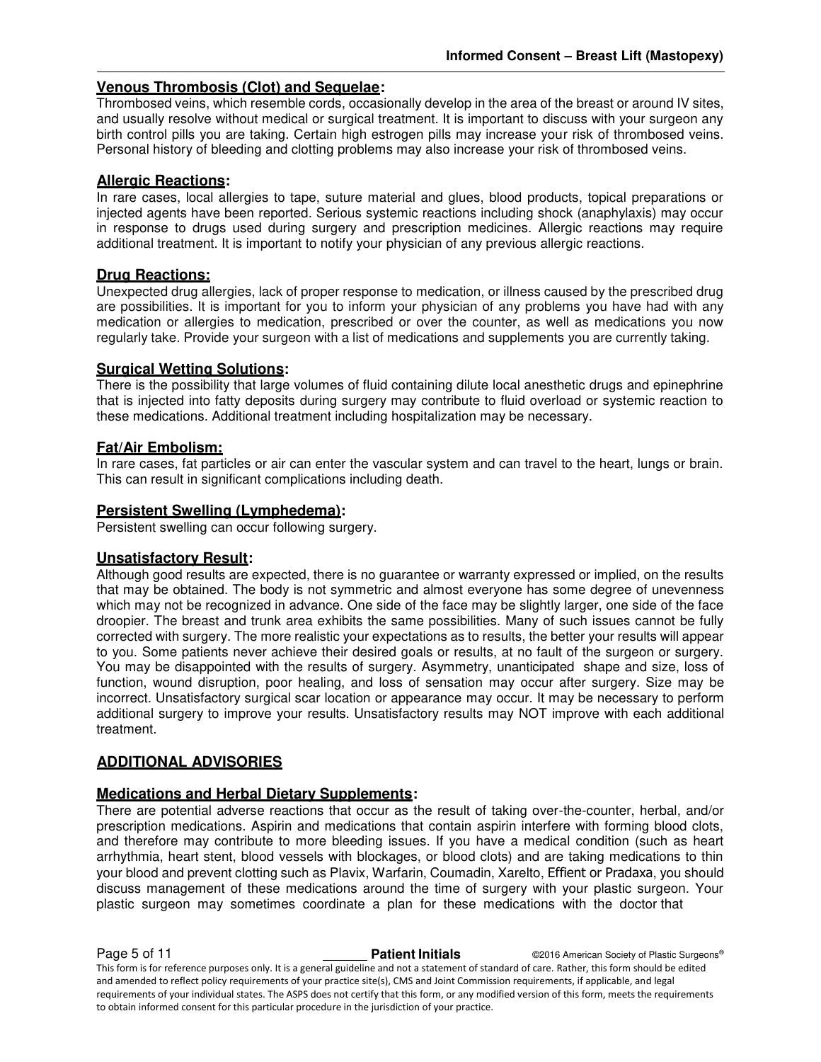### Venous Thrombosis (Clot) and Sequelae:

Thrombosed veins, which resemble cords, occasionally develop in the area of the breast or around IV sites, and usually resolve without medical or surgical treatment. It is important to discuss with your surgeon any birth control pills you are taking. Certain high estrogen pills may increase your risk of thrombosed veins. Personal history of bleeding and clotting problems may also increase your risk of thrombosed veins.

### Allergic Reactions:

In rare cases, local allergies to tape, suture material and glues, blood products, topical preparations or injected agents have been reported. Serious systemic reactions including shock (anaphylaxis) may occur in response to drugs used during surgery and prescription medicines. Allergic reactions may require additional treatment. It is important to notify your physician of any previous allergic reactions.

### Drug Reactions:

Unexpected drug allergies, lack of proper response to medication, or illness caused by the prescribed drug are possibilities. It is important for you to inform your physician of any problems you have had with any medication or allergies to medication, prescribed or over the counter, as well as medications you now regularly take. Provide your surgeon with a list of medications and supplements you are currently taking.

### Surgical Wetting Solutions:

There is the possibility that large volumes of fluid containing dilute local anesthetic drugs and epinephrine that is injected into fatty deposits during surgery may contribute to fluid overload or systemic reaction to these medications. Additional treatment including hospitalization may be necessary.

### Fat/Air Embolism:

In rare cases, fat particles or air can enter the vascular system and can travel to the heart, lungs or brain. This can result in significant complications including death.

### Persistent Swelling (Lymphedema):

Persistent swelling can occur following surgery.

### Unsatisfactory Result:

Although good results are expected, there is no guarantee or warranty expressed or implied, on the results that may be obtained. The body is not symmetric and almost everyone has some degree of unevenness which may not be recognized in advance. One side of the face may be slightly larger, one side of the face droopier. The breast and trunk area exhibits the same possibilities. Many of such issues cannot be fully corrected with surgery. The more realistic your expectations as to results, the better your results will appear to you. Some patients never achieve their desired goals or results, at no fault of the surgeon or surgery. You may be disappointed with the results of surgery. Asymmetry, unanticipated shape and size, loss of function, wound disruption, poor healing, and loss of sensation may occur after surgery. Size may be incorrect. Unsatisfactory surgical scar location or appearance may occur. It may be necessary to perform additional surgery to improve your results. Unsatisfactory results may NOT improve with each additional treatment.

## ADDITIONAL ADVISORIES

### Medications and Herbal Dietary Supplements:

There are potential adverse reactions that occur as the result of taking over-the-counter, herbal, and/or prescription medications. Aspirin and medications that contain aspirin interfere with forming blood clots, and therefore may contribute to more bleeding issues. If you have a medical condition (such as heart arrhythmia, heart stent, blood vessels with blockages, or blood clots) and are taking medications to thin your blood and prevent clotting such as Plavix, Warfarin, Coumadin, Xarelto, Effient or Pradaxa, you should discuss management of these medications around the time of surgery with your plastic surgeon. Your plastic surgeon may sometimes coordinate a plan for these medications with the doctor that

______ **Patient Initials**

©2016 American Society of Plastic Surgeons®

This form is for reference purposes only. It is a general guideline and not a statement of standard of care. Rather, this form should be edited and amended to reflect policy requirements of your practice site(s), CMS and Joint Commission requirements, if applicable, and legal requirements of your individual states. The ASPS does not certify that this form, or any modified version of this form, meets the requirements to obtain informed consent for this particular procedure in the jurisdiction of your practice.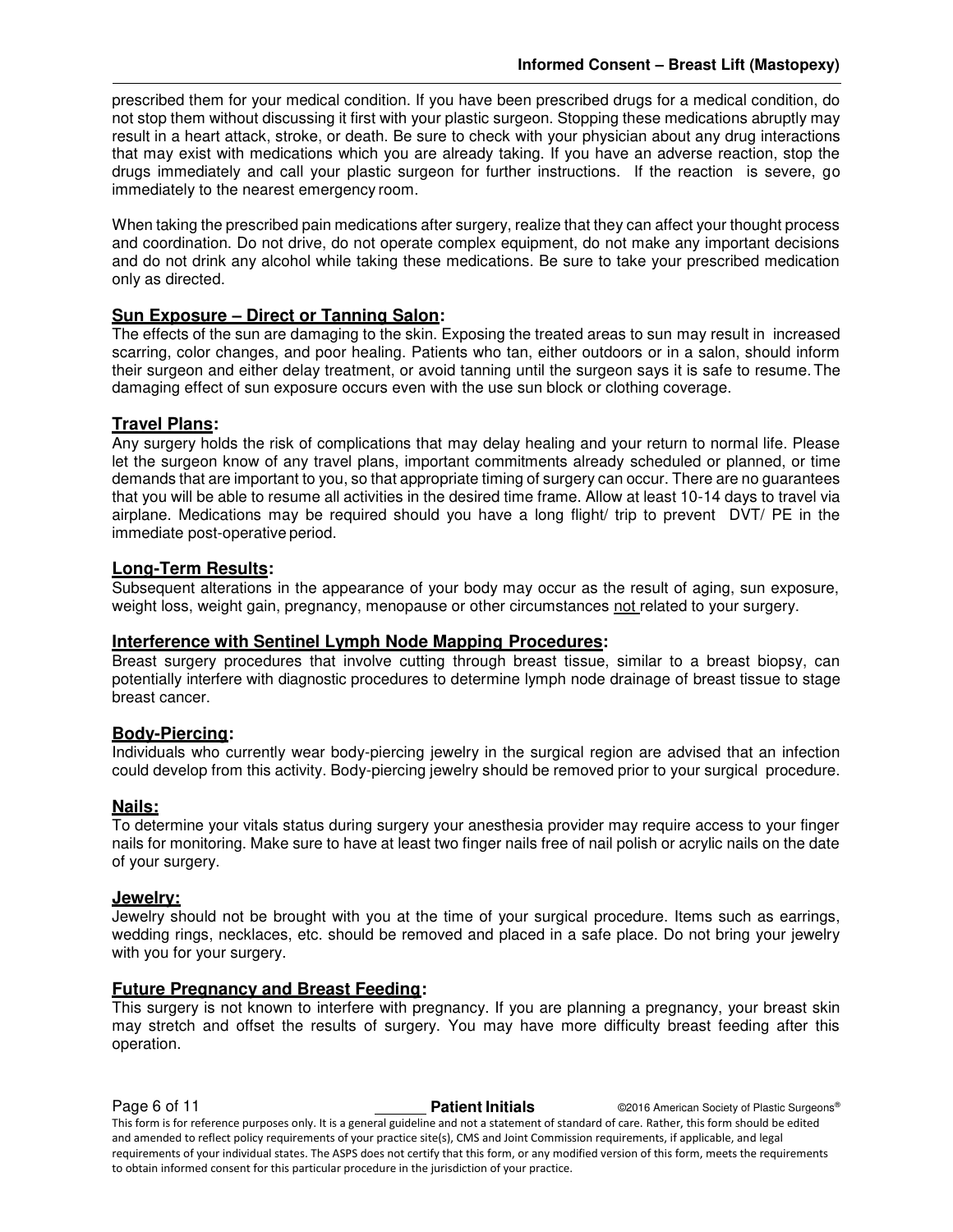prescribed them for your medical condition. If you have been prescribed drugs for a medical condition, do not stop them without discussing it first with your plastic surgeon. Stopping these medications abruptly may result in a heart attack, stroke, or death. Be sure to check with your physician about any drug interactions that may exist with medications which you are already taking. If you have an adverse reaction, stop the drugs immediately and call your plastic surgeon for further instructions. If the reaction is severe, go immediately to the nearest emergency room.

When taking the prescribed pain medications after surgery, realize that they can affect your thought process and coordination. Do not drive, do not operate complex equipment, do not make any important decisions and do not drink any alcohol while taking these medications. Be sure to take your prescribed medication only as directed.

### Sun Exposure – Direct or Tanning Salon:

The effects of the sun are damaging to the skin. Exposing the treated areas to sun may result in increased scarring, color changes, and poor healing. Patients who tan, either outdoors or in a salon, should inform their surgeon and either delay treatment, or avoid tanning until the surgeon says it is safe to resume. The damaging effect of sun exposure occurs even with the use sun block or clothing coverage.

### Travel Plans:

Any surgery holds the risk of complications that may delay healing and your return to normal life. Please let the surgeon know of any travel plans, important commitments already scheduled or planned, or time demands that are important to you, so that appropriate timing of surgery can occur. There are no guarantees that you will be able to resume all activities in the desired time frame. Allow at least 10-14 days to travel via airplane. Medications may be required should you have a long flight/ trip to prevent DVT/ PE in the immediate post-operative period.

### Long-Term Results:

Subsequent alterations in the appearance of your body may occur as the result of aging, sun exposure, weight loss, weight gain, pregnancy, menopause or other circumstances not related to your surgery.

### Interference with Sentinel Lymph Node Mapping Procedures:

Breast surgery procedures that involve cutting through breast tissue, similar to a breast biopsy, can potentially interfere with diagnostic procedures to determine lymph node drainage of breast tissue to stage breast cancer.

### Body-Piercing:

Individuals who currently wear body-piercing jewelry in the surgical region are advised that an infection could develop from this activity. Body-piercing jewelry should be removed prior to your surgical procedure.

### Nails:

To determine your vitals status during surgery your anesthesia provider may require access to your finger nails for monitoring. Make sure to have at least two finger nails free of nail polish or acrylic nails on the date of your surgery.

### Jewelry:

Jewelry should not be brought with you at the time of your surgical procedure. Items such as earrings, wedding rings, necklaces, etc. should be removed and placed in a safe place. Do not bring your jewelry with you for your surgery.

### Future Pregnancy and Breast Feeding:

This surgery is not known to interfere with pregnancy. If you are planning a pregnancy, your breast skin may stretch and offset the results of surgery. You may have more difficulty breast feeding after this operation.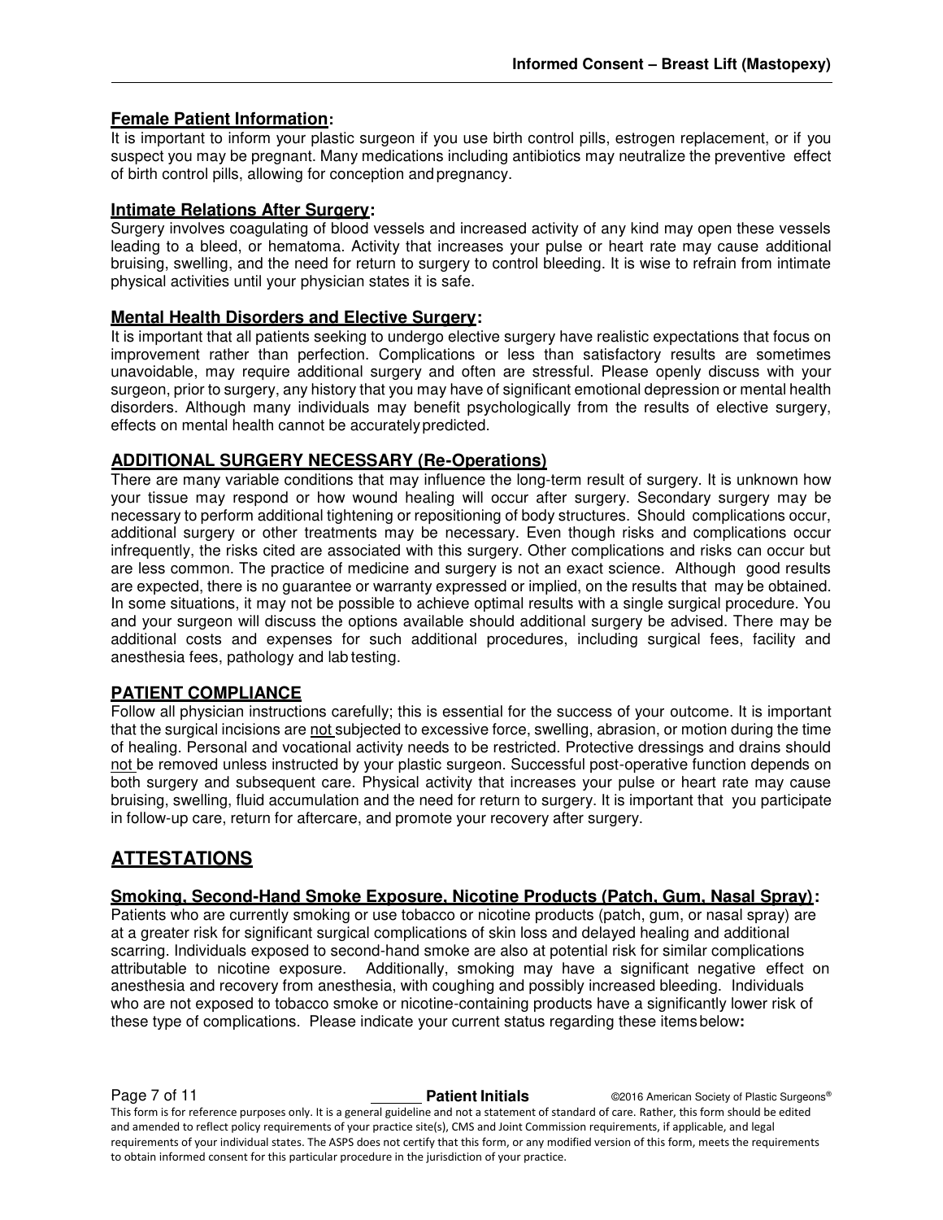**<u>Female Patient Information</u>:**
It is important to inform your plastic surgeon if you use birth control pills, estrogen replacement, or if you suspect you may be pregnant. Many medications including antibiotics may neutralize the preventive effect of birth control pills, allowing for conception and pregnancy.

**<u>Intimate Relations After Surgery</u>:**
Surgery involves coagulating of blood vessels and increased activity of any kind may open these vessels leading to a bleed, or hematoma. Activity that increases your pulse or heart rate may cause additional bruising, swelling, and the need for return to surgery to control bleeding. It is wise to refrain from intimate physical activities until your physician states it is safe.

**<u>Mental Health Disorders and Elective Surgery</u>:**
It is important that all patients seeking to undergo elective surgery have realistic expectations that focus on improvement rather than perfection. Complications or less than satisfactory results are sometimes unavoidable, may require additional surgery and often are stressful. Please openly discuss with your surgeon, prior to surgery, any history that you may have of significant emotional depression or mental health disorders. Although many individuals may benefit psychologically from the results of elective surgery, effects on mental health cannot be accurately predicted.

## ADDITIONAL SURGERY NECESSARY (Re-Operations)

There are many variable conditions that may influence the long-term result of surgery. It is unknown how your tissue may respond or how wound healing will occur after surgery. Secondary surgery may be necessary to perform additional tightening or repositioning of body structures. Should complications occur, additional surgery or other treatments may be necessary. Even though risks and complications occur infrequently, the risks cited are associated with this surgery. Other complications and risks can occur but are less common. The practice of medicine and surgery is not an exact science. Although good results are expected, there is no guarantee or warranty expressed or implied, on the results that may be obtained. In some situations, it may not be possible to achieve optimal results with a single surgical procedure. You and your surgeon will discuss the options available should additional surgery be advised. There may be additional costs and expenses for such additional procedures, including surgical fees, facility and anesthesia fees, pathology and lab testing.

## PATIENT COMPLIANCE

Follow all physician instructions carefully; this is essential for the success of your outcome. It is important that the surgical incisions are <u>not</u> subjected to excessive force, swelling, abrasion, or motion during the time of healing. Personal and vocational activity needs to be restricted. Protective dressings and drains should <u>not</u> be removed unless instructed by your plastic surgeon. Successful post-operative function depends on both surgery and subsequent care. Physical activity that increases your pulse or heart rate may cause bruising, swelling, fluid accumulation and the need for return to surgery. It is important that you participate in follow-up care, return for aftercare, and promote your recovery after surgery.

# ATTESTATIONS

**<u>Smoking, Second-Hand Smoke Exposure, Nicotine Products (Patch, Gum, Nasal Spray)</u>:**
Patients who are currently smoking or use tobacco or nicotine products (patch, gum, or nasal spray) are at a greater risk for significant surgical complications of skin loss and delayed healing and additional scarring. Individuals exposed to second-hand smoke are also at potential risk for similar complications attributable to nicotine exposure. Additionally, smoking may have a significant negative effect on anesthesia and recovery from anesthesia, with coughing and possibly increased bleeding. Individuals who are not exposed to tobacco smoke or nicotine-containing products have a significantly lower risk of these type of complications. Please indicate your current status regarding these items below**:**

_______ **Patient Initials**

©2016 American Society of Plastic Surgeons®

This form is for reference purposes only. It is a general guideline and not a statement of standard of care. Rather, this form should be edited and amended to reflect policy requirements of your practice site(s), CMS and Joint Commission requirements, if applicable, and legal requirements of your individual states. The ASPS does not certify that this form, or any modified version of this form, meets the requirements to obtain informed consent for this particular procedure in the jurisdiction of your practice.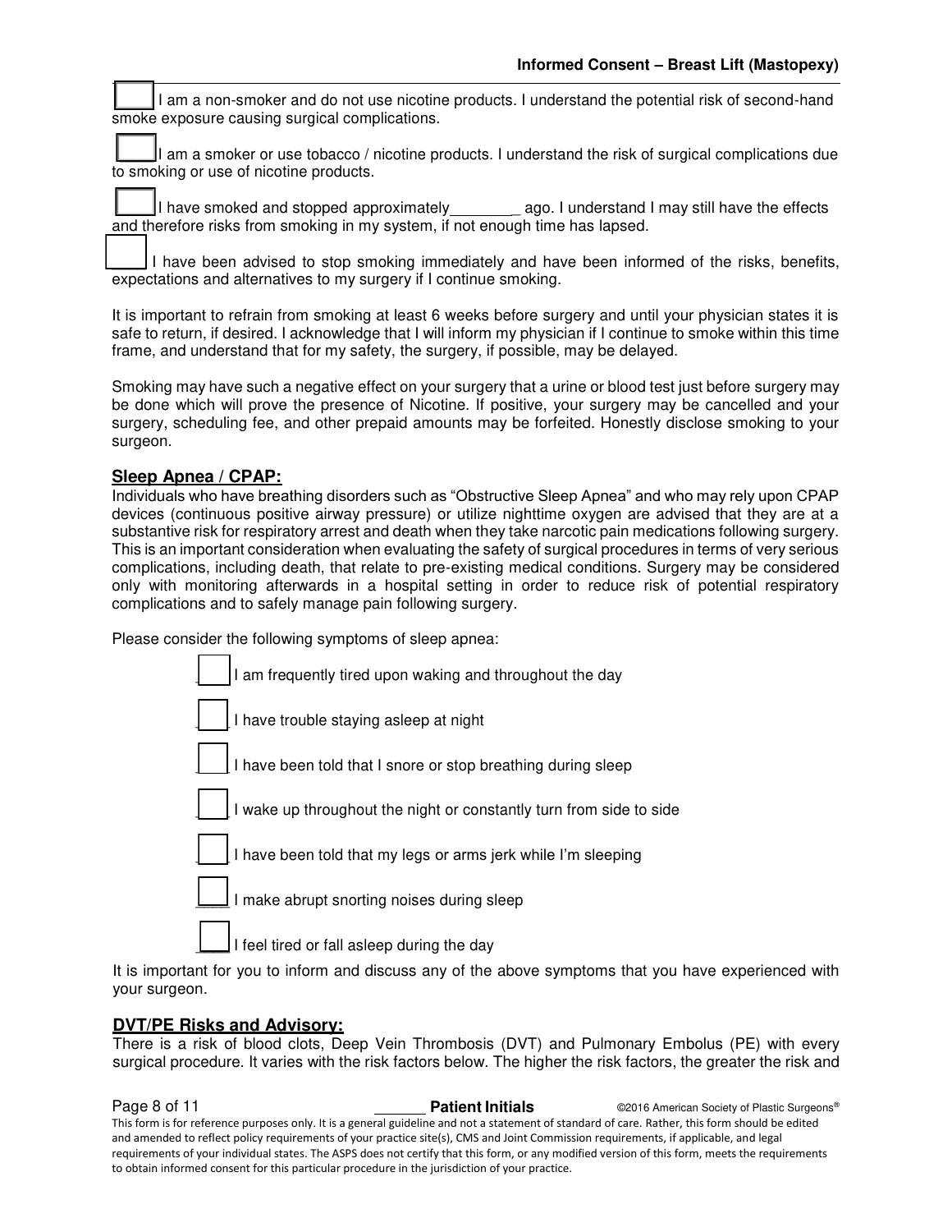- [ ] I am a non-smoker and do not use nicotine products. I understand the potential risk of second-hand smoke exposure causing surgical complications.

- [ ] I am a smoker or use tobacco / nicotine products. I understand the risk of surgical complications due to smoking or use of nicotine products.

- [ ] I have smoked and stopped approximately________ ago. I understand I may still have the effects and therefore risks from smoking in my system, if not enough time has lapsed.

- [ ] I have been advised to stop smoking immediately and have been informed of the risks, benefits, expectations and alternatives to my surgery if I continue smoking.

It is important to refrain from smoking at least 6 weeks before surgery and until your physician states it is safe to return, if desired. I acknowledge that I will inform my physician if I continue to smoke within this time frame, and understand that for my safety, the surgery, if possible, may be delayed.

Smoking may have such a negative effect on your surgery that a urine or blood test just before surgery may be done which will prove the presence of Nicotine. If positive, your surgery may be cancelled and your surgery, scheduling fee, and other prepaid amounts may be forfeited. Honestly disclose smoking to your surgeon.

## Sleep Apnea / CPAP:

Individuals who have breathing disorders such as "Obstructive Sleep Apnea" and who may rely upon CPAP devices (continuous positive airway pressure) or utilize nighttime oxygen are advised that they are at a substantive risk for respiratory arrest and death when they take narcotic pain medications following surgery. This is an important consideration when evaluating the safety of surgical procedures in terms of very serious complications, including death, that relate to pre-existing medical conditions. Surgery may be considered only with monitoring afterwards in a hospital setting in order to reduce risk of potential respiratory complications and to safely manage pain following surgery.

Please consider the following symptoms of sleep apnea:

- [ ] I am frequently tired upon waking and throughout the day
- [ ] I have trouble staying asleep at night
- [ ] I have been told that I snore or stop breathing during sleep
- [ ] I wake up throughout the night or constantly turn from side to side
- [ ] I have been told that my legs or arms jerk while I'm sleeping
- [ ] I make abrupt snorting noises during sleep
- [ ] I feel tired or fall asleep during the day

It is important for you to inform and discuss any of the above symptoms that you have experienced with your surgeon.

## DVT/PE Risks and Advisory:

There is a risk of blood clots, Deep Vein Thrombosis (DVT) and Pulmonary Embolus (PE) with every surgical procedure. It varies with the risk factors below. The higher the risk factors, the greater the risk and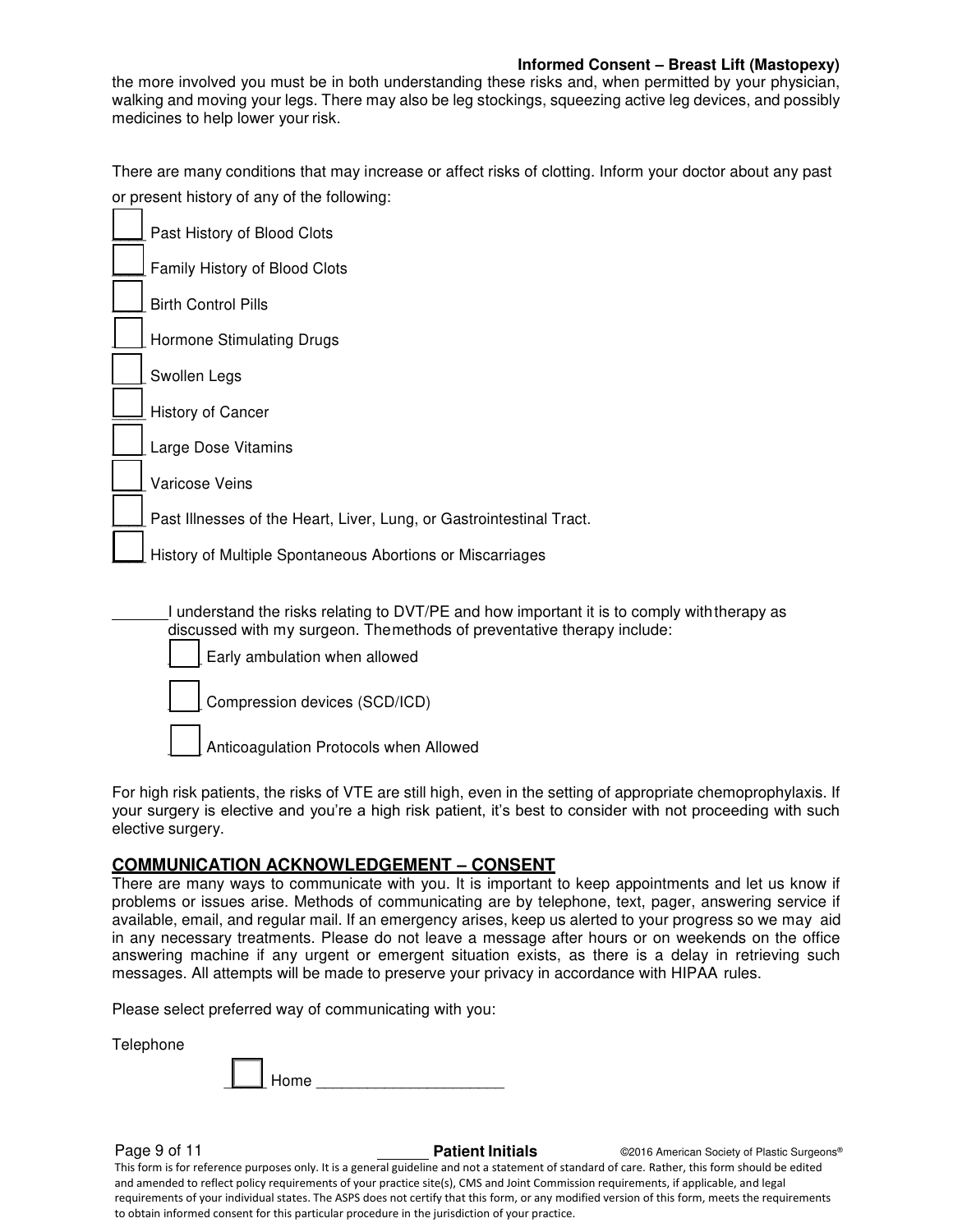the more involved you must be in both understanding these risks and, when permitted by your physician, walking and moving your legs. There may also be leg stockings, squeezing active leg devices, and possibly medicines to help lower your risk.

There are many conditions that may increase or affect risks of clotting. Inform your doctor about any past or present history of any of the following:

- ☐ Past History of Blood Clots
- ☐ Family History of Blood Clots
- ☐ Birth Control Pills
- ☐ Hormone Stimulating Drugs
- ☐ Swollen Legs
- ☐ History of Cancer
- ☐ Large Dose Vitamins
- ☐ Varicose Veins
- ☐ Past Illnesses of the Heart, Liver, Lung, or Gastrointestinal Tract.
- ☐ History of Multiple Spontaneous Abortions or Miscarriages

_______I understand the risks relating to DVT/PE and how important it is to comply with therapy as discussed with my surgeon. The methods of preventative therapy include:

- ☐ Early ambulation when allowed
- ☐ Compression devices (SCD/ICD)
- ☐ Anticoagulation Protocols when Allowed

For high risk patients, the risks of VTE are still high, even in the setting of appropriate chemoprophylaxis. If your surgery is elective and you're a high risk patient, it's best to consider with not proceeding with such elective surgery.

## COMMUNICATION ACKNOWLEDGEMENT – CONSENT

There are many ways to communicate with you. It is important to keep appointments and let us know if problems or issues arise. Methods of communicating are by telephone, text, pager, answering service if available, email, and regular mail. If an emergency arises, keep us alerted to your progress so we may aid in any necessary treatments. Please do not leave a message after hours or on weekends on the office answering machine if any urgent or emergent situation exists, as there is a delay in retrieving such messages. All attempts will be made to preserve your privacy in accordance with HIPAA rules.

Please select preferred way of communicating with you:

Telephone

☐ Home ______________________

______ **Patient Initials**

©2016 American Society of Plastic Surgeons®

This form is for reference purposes only. It is a general guideline and not a statement of standard of care. Rather, this form should be edited and amended to reflect policy requirements of your practice site(s), CMS and Joint Commission requirements, if applicable, and legal requirements of your individual states. The ASPS does not certify that this form, or any modified version of this form, meets the requirements to obtain informed consent for this particular procedure in the jurisdiction of your practice.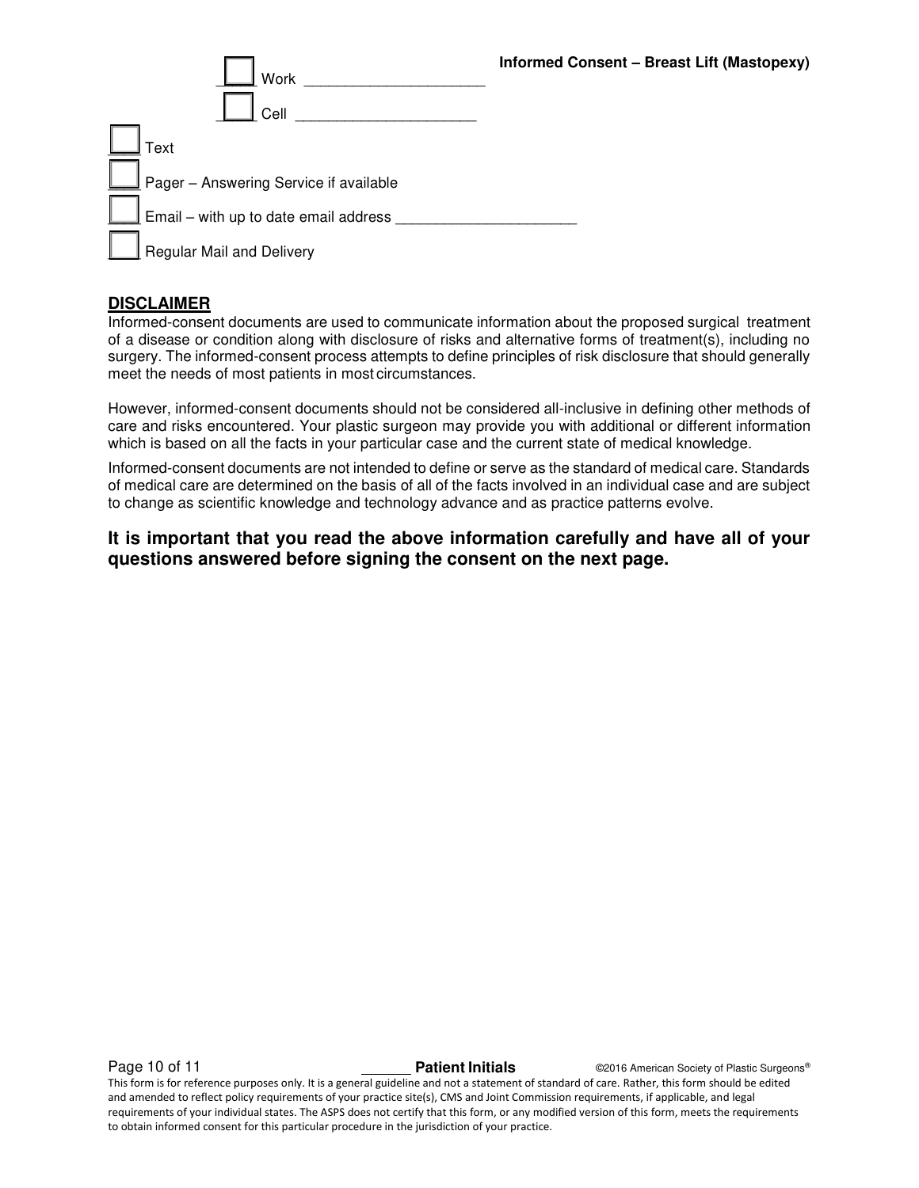☐ Work ____________________

☐ Cell ____________________

☐ Text

☐ Pager – Answering Service if available

☐ Email – with up to date email address ____________________

☐ Regular Mail and Delivery

**DISCLAIMER**

Informed-consent documents are used to communicate information about the proposed surgical treatment of a disease or condition along with disclosure of risks and alternative forms of treatment(s), including no surgery. The informed-consent process attempts to define principles of risk disclosure that should generally meet the needs of most patients in most circumstances.

However, informed-consent documents should not be considered all-inclusive in defining other methods of care and risks encountered. Your plastic surgeon may provide you with additional or different information which is based on all the facts in your particular case and the current state of medical knowledge.

Informed-consent documents are not intended to define or serve as the standard of medical care. Standards of medical care are determined on the basis of all of the facts involved in an individual case and are subject to change as scientific knowledge and technology advance and as practice patterns evolve.

**It is important that you read the above information carefully and have all of your questions answered before signing the consent on the next page.**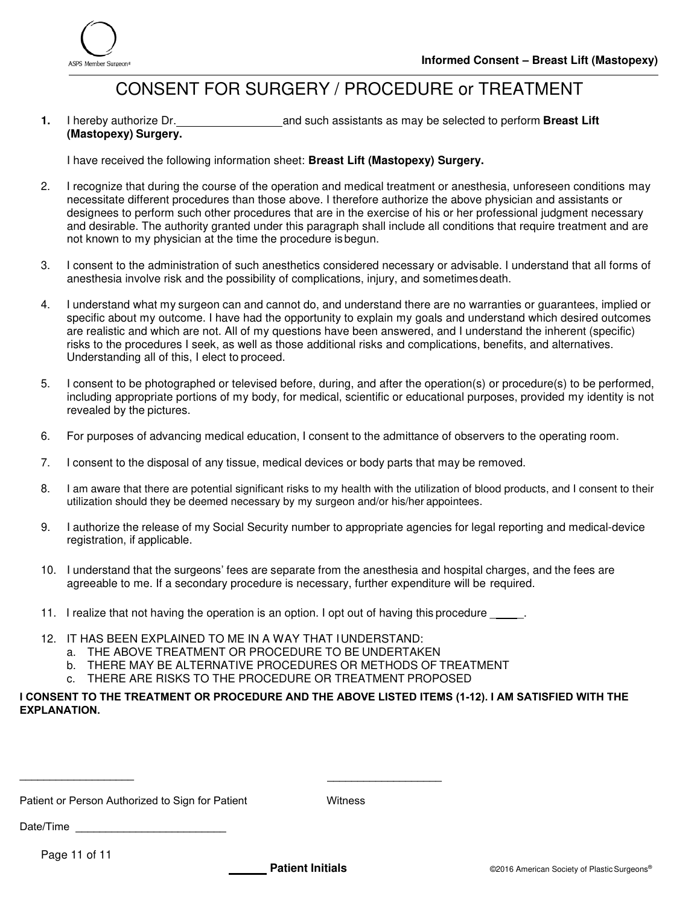# CONSENT FOR SURGERY / PROCEDURE or TREATMENT

1. I hereby authorize Dr.________________ and such assistants as may be selected to perform **Breast Lift (Mastopexy) Surgery.**

   I have received the following information sheet: **Breast Lift (Mastopexy) Surgery.**

2. I recognize that during the course of the operation and medical treatment or anesthesia, unforeseen conditions may necessitate different procedures than those above. I therefore authorize the above physician and assistants or designees to perform such other procedures that are in the exercise of his or her professional judgment necessary and desirable. The authority granted under this paragraph shall include all conditions that require treatment and are not known to my physician at the time the procedure is begun.

3. I consent to the administration of such anesthetics considered necessary or advisable. I understand that all forms of anesthesia involve risk and the possibility of complications, injury, and sometimes death.

4. I understand what my surgeon can and cannot do, and understand there are no warranties or guarantees, implied or specific about my outcome. I have had the opportunity to explain my goals and understand which desired outcomes are realistic and which are not. All of my questions have been answered, and I understand the inherent (specific) risks to the procedures I seek, as well as those additional risks and complications, benefits, and alternatives. Understanding all of this, I elect to proceed.

5. I consent to be photographed or televised before, during, and after the operation(s) or procedure(s) to be performed, including appropriate portions of my body, for medical, scientific or educational purposes, provided my identity is not revealed by the pictures.

6. For purposes of advancing medical education, I consent to the admittance of observers to the operating room.

7. I consent to the disposal of any tissue, medical devices or body parts that may be removed.

8. I am aware that there are potential significant risks to my health with the utilization of blood products, and I consent to their utilization should they be deemed necessary by my surgeon and/or his/her appointees.

9. I authorize the release of my Social Security number to appropriate agencies for legal reporting and medical-device registration, if applicable.

10. I understand that the surgeons' fees are separate from the anesthesia and hospital charges, and the fees are agreeable to me. If a secondary procedure is necessary, further expenditure will be required.

11. I realize that not having the operation is an option. I opt out of having this procedure _____.

12. IT HAS BEEN EXPLAINED TO ME IN A WAY THAT I UNDERSTAND:
    a. THE ABOVE TREATMENT OR PROCEDURE TO BE UNDERTAKEN
    b. THERE MAY BE ALTERNATIVE PROCEDURES OR METHODS OF TREATMENT
    c. THERE ARE RISKS TO THE PROCEDURE OR TREATMENT PROPOSED

**I CONSENT TO THE TREATMENT OR PROCEDURE AND THE ABOVE LISTED ITEMS (1-12). I AM SATISFIED WITH THE EXPLANATION.**

___________________ ___________________

Patient or Person Authorized to Sign for Patient Witness

Date/Time _________________________

______ **Patient Initials**

©2016 American Society of Plastic Surgeons®